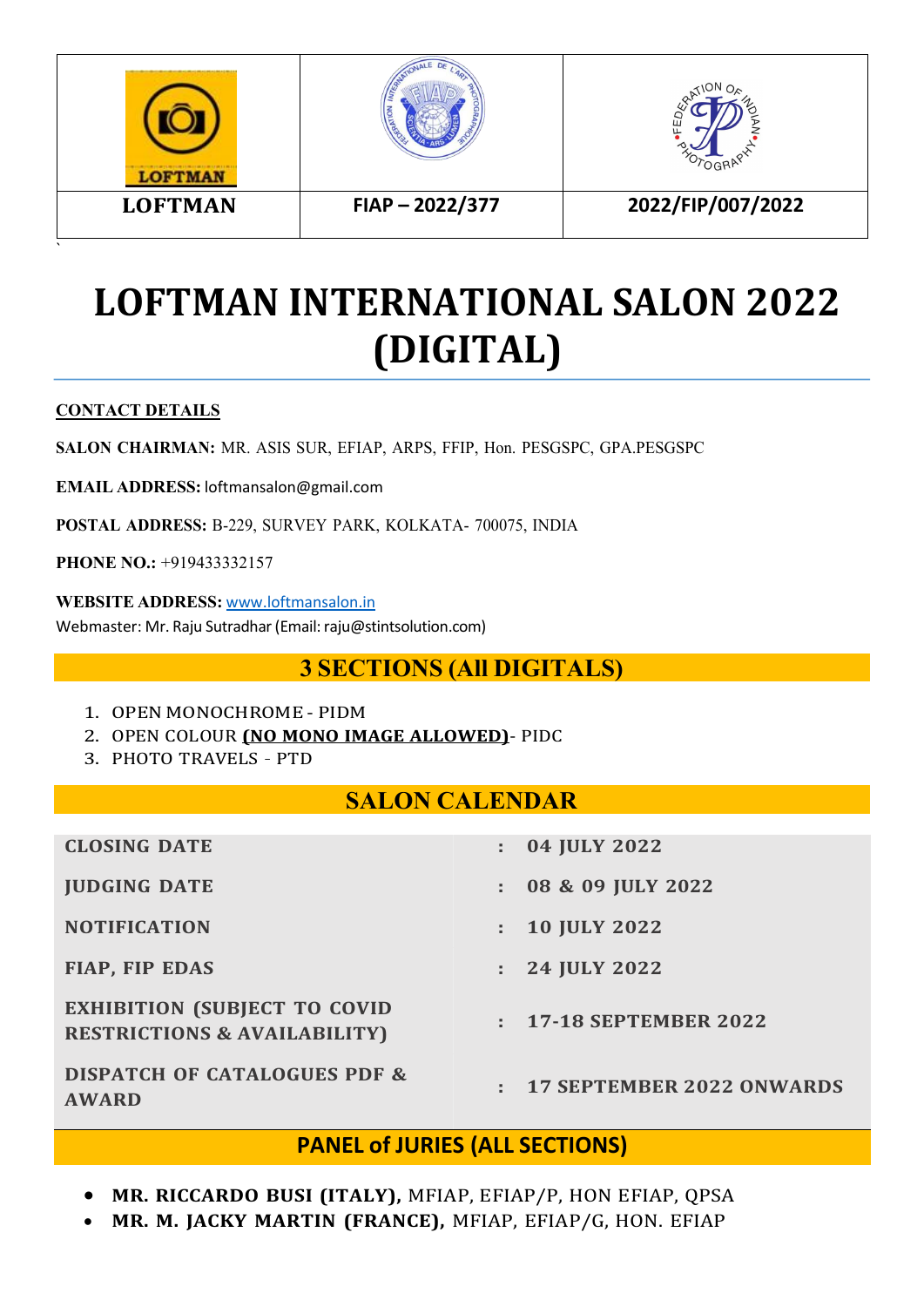| LOFTMAN | FIAP – 2022/377 | 2022/FIP/007/2022 |
|---|---|---|

# LOFTMAN INTERNATIONAL SALON 2022 (DIGITAL)

**CONTACT DETAILS**

**SALON CHAIRMAN:** MR. ASIS SUR, EFIAP, ARPS, FFIP, Hon. PESGSPC, GPA.PESGSPC

**EMAIL ADDRESS:** loftmansalon@gmail.com

**POSTAL ADDRESS:** B-229, SURVEY PARK, KOLKATA- 700075, INDIA

**PHONE NO.:** +919433332157

**WEBSITE ADDRESS:** www.loftmansalon.in
Webmaster: Mr. Raju Sutradhar (Email: raju@stintsolution.com)

## 3 SECTIONS (All DIGITALS)

1. OPEN MONOCHROME - PIDM
2. OPEN COLOUR **(NO MONO IMAGE ALLOWED)**- PIDC
3. PHOTO TRAVELS - PTD

## SALON CALENDAR

| | | |
|---|---|---|
| CLOSING DATE | : | 04 JULY 2022 |
| JUDGING DATE | : | 08 & 09 JULY 2022 |
| NOTIFICATION | : | 10 JULY 2022 |
| FIAP, FIP EDAS | : | 24 JULY 2022 |
| EXHIBITION (SUBJECT TO COVID RESTRICTIONS & AVAILABILITY) | : | 17-18 SEPTEMBER 2022 |
| DISPATCH OF CATALOGUES PDF & AWARD | : | 17 SEPTEMBER 2022 ONWARDS |

## PANEL of JURIES (ALL SECTIONS)

- **MR. RICCARDO BUSI (ITALY),** MFIAP, EFIAP/P, HON EFIAP, QPSA
- **MR. M. JACKY MARTIN (FRANCE),** MFIAP, EFIAP/G, HON. EFIAP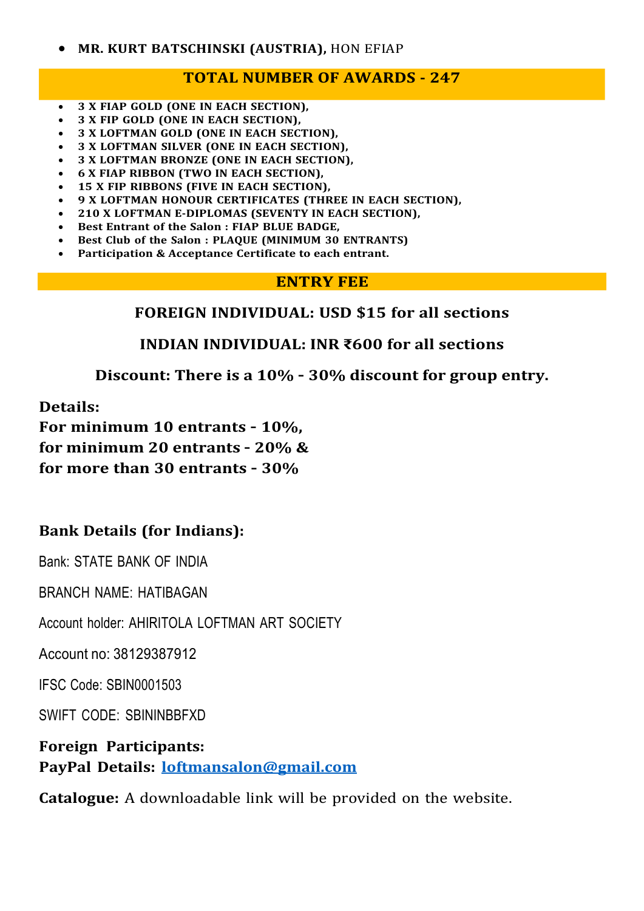- **MR. KURT BATSCHINSKI (AUSTRIA),** HON EFIAP

## TOTAL NUMBER OF AWARDS - 247

- **3 X FIAP GOLD (ONE IN EACH SECTION),**
- **3 X FIP GOLD (ONE IN EACH SECTION),**
- **3 X LOFTMAN GOLD (ONE IN EACH SECTION),**
- **3 X LOFTMAN SILVER (ONE IN EACH SECTION),**
- **3 X LOFTMAN BRONZE (ONE IN EACH SECTION),**
- **6 X FIAP RIBBON (TWO IN EACH SECTION),**
- **15 X FIP RIBBONS (FIVE IN EACH SECTION),**
- **9 X LOFTMAN HONOUR CERTIFICATES (THREE IN EACH SECTION),**
- **210 X LOFTMAN E-DIPLOMAS (SEVENTY IN EACH SECTION),**
- **Best Entrant of the Salon : FIAP BLUE BADGE,**
- **Best Club of the Salon : PLAQUE (MINIMUM 30 ENTRANTS)**
- **Participation & Acceptance Certificate to each entrant.**

## ENTRY FEE

**FOREIGN INDIVIDUAL: USD $15 for all sections**

**INDIAN INDIVIDUAL: INR ₹600 for all sections**

**Discount: There is a 10% - 30% discount for group entry.**

**Details:**
**For minimum 10 entrants - 10%,**
**for minimum 20 entrants - 20% &**
**for more than 30 entrants - 30%**

**Bank Details (for Indians):**

Bank: STATE BANK OF INDIA

BRANCH NAME: HATIBAGAN

Account holder: AHIRITOLA LOFTMAN ART SOCIETY

Account no: 38129387912

IFSC Code: SBIN0001503

SWIFT CODE: SBININBBFXD

**Foreign Participants:**
**PayPal Details:** **loftmansalon@gmail.com**

**Catalogue:** A downloadable link will be provided on the website.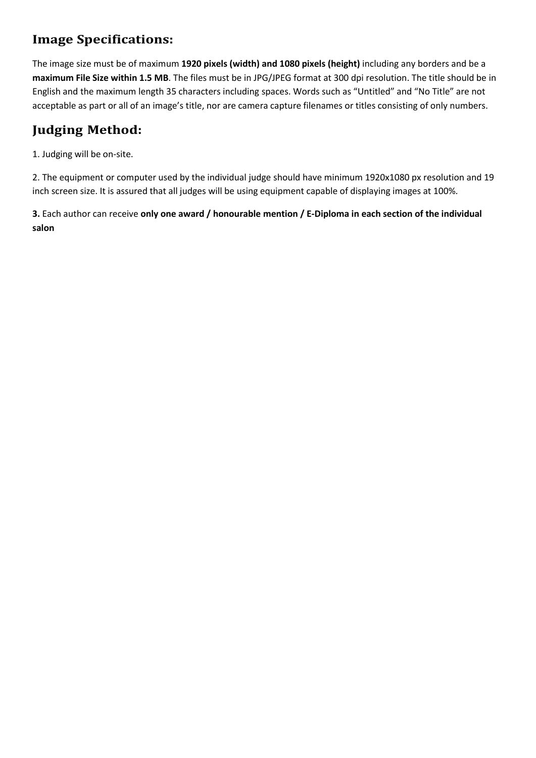## Image Specifications:

The image size must be of maximum **1920 pixels (width) and 1080 pixels (height)** including any borders and be a **maximum File Size within 1.5 MB**. The files must be in JPG/JPEG format at 300 dpi resolution. The title should be in English and the maximum length 35 characters including spaces. Words such as "Untitled" and "No Title" are not acceptable as part or all of an image's title, nor are camera capture filenames or titles consisting of only numbers.

## Judging Method:

1. Judging will be on-site.

2. The equipment or computer used by the individual judge should have minimum 1920x1080 px resolution and 19 inch screen size. It is assured that all judges will be using equipment capable of displaying images at 100%.

**3.** Each author can receive **only one award / honourable mention / E-Diploma in each section of the individual salon**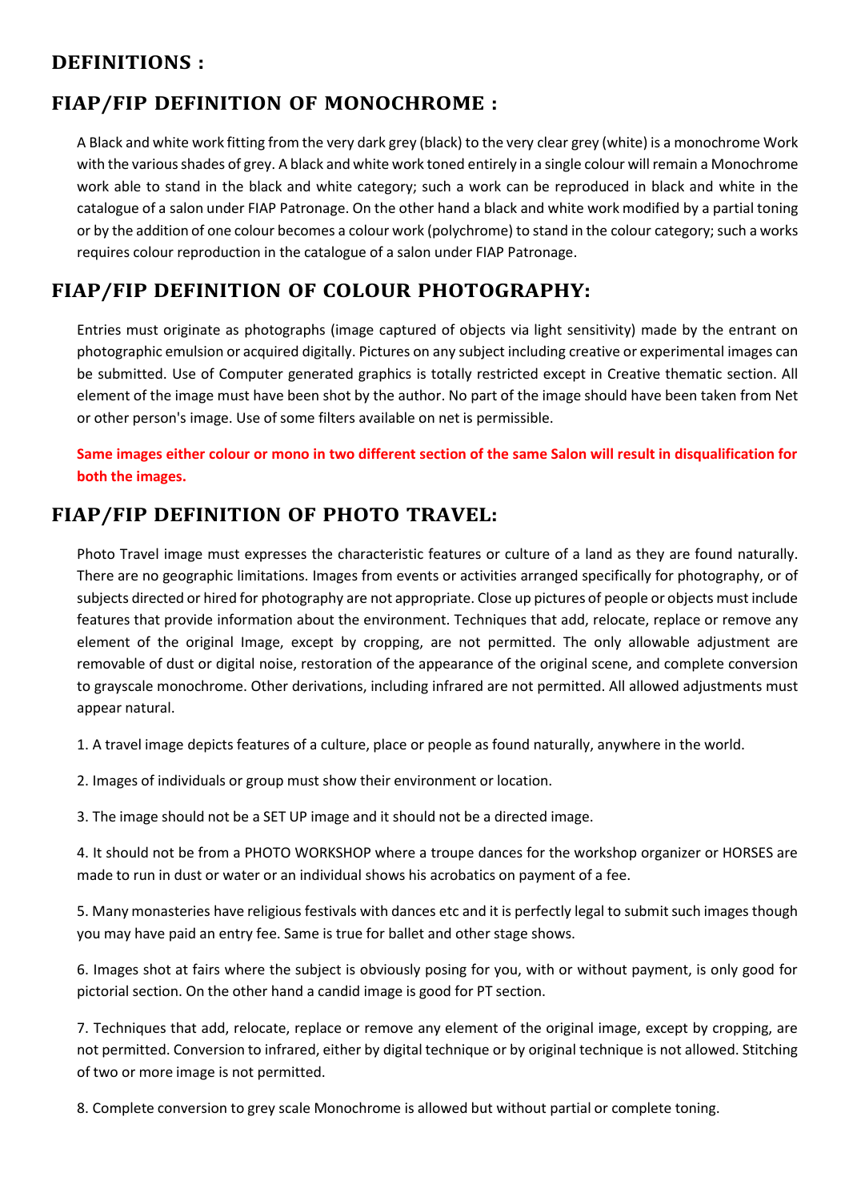## DEFINITIONS :

## FIAP/FIP DEFINITION OF MONOCHROME :

A Black and white work fitting from the very dark grey (black) to the very clear grey (white) is a monochrome Work with the various shades of grey. A black and white work toned entirely in a single colour will remain a Monochrome work able to stand in the black and white category; such a work can be reproduced in black and white in the catalogue of a salon under FIAP Patronage. On the other hand a black and white work modified by a partial toning or by the addition of one colour becomes a colour work (polychrome) to stand in the colour category; such a works requires colour reproduction in the catalogue of a salon under FIAP Patronage.

## FIAP/FIP DEFINITION OF COLOUR PHOTOGRAPHY:

Entries must originate as photographs (image captured of objects via light sensitivity) made by the entrant on photographic emulsion or acquired digitally. Pictures on any subject including creative or experimental images can be submitted. Use of Computer generated graphics is totally restricted except in Creative thematic section. All element of the image must have been shot by the author. No part of the image should have been taken from Net or other person's image. Use of some filters available on net is permissible.

**Same images either colour or mono in two different section of the same Salon will result in disqualification for both the images.**

## FIAP/FIP DEFINITION OF PHOTO TRAVEL:

Photo Travel image must expresses the characteristic features or culture of a land as they are found naturally. There are no geographic limitations. Images from events or activities arranged specifically for photography, or of subjects directed or hired for photography are not appropriate. Close up pictures of people or objects must include features that provide information about the environment. Techniques that add, relocate, replace or remove any element of the original Image, except by cropping, are not permitted. The only allowable adjustment are removable of dust or digital noise, restoration of the appearance of the original scene, and complete conversion to grayscale monochrome. Other derivations, including infrared are not permitted. All allowed adjustments must appear natural.

1. A travel image depicts features of a culture, place or people as found naturally, anywhere in the world.

2. Images of individuals or group must show their environment or location.

3. The image should not be a SET UP image and it should not be a directed image.

4. It should not be from a PHOTO WORKSHOP where a troupe dances for the workshop organizer or HORSES are made to run in dust or water or an individual shows his acrobatics on payment of a fee.

5. Many monasteries have religious festivals with dances etc and it is perfectly legal to submit such images though you may have paid an entry fee. Same is true for ballet and other stage shows.

6. Images shot at fairs where the subject is obviously posing for you, with or without payment, is only good for pictorial section. On the other hand a candid image is good for PT section.

7. Techniques that add, relocate, replace or remove any element of the original image, except by cropping, are not permitted. Conversion to infrared, either by digital technique or by original technique is not allowed. Stitching of two or more image is not permitted.

8. Complete conversion to grey scale Monochrome is allowed but without partial or complete toning.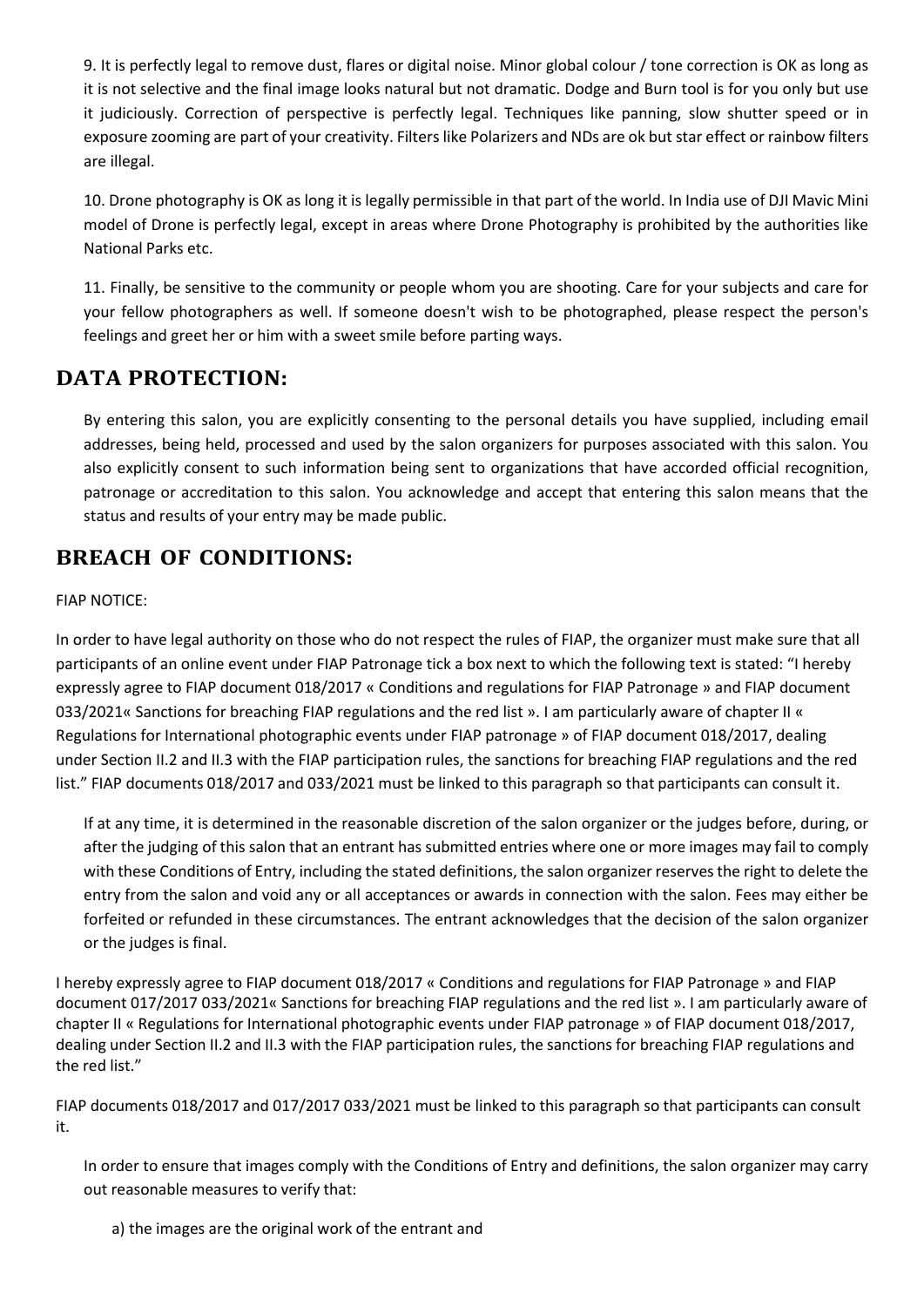9. It is perfectly legal to remove dust, flares or digital noise. Minor global colour / tone correction is OK as long as it is not selective and the final image looks natural but not dramatic. Dodge and Burn tool is for you only but use it judiciously. Correction of perspective is perfectly legal. Techniques like panning, slow shutter speed or in exposure zooming are part of your creativity. Filters like Polarizers and NDs are ok but star effect or rainbow filters are illegal.

10. Drone photography is OK as long it is legally permissible in that part of the world. In India use of DJI Mavic Mini model of Drone is perfectly legal, except in areas where Drone Photography is prohibited by the authorities like National Parks etc.

11. Finally, be sensitive to the community or people whom you are shooting. Care for your subjects and care for your fellow photographers as well. If someone doesn't wish to be photographed, please respect the person's feelings and greet her or him with a sweet smile before parting ways.

## DATA PROTECTION:

By entering this salon, you are explicitly consenting to the personal details you have supplied, including email addresses, being held, processed and used by the salon organizers for purposes associated with this salon. You also explicitly consent to such information being sent to organizations that have accorded official recognition, patronage or accreditation to this salon. You acknowledge and accept that entering this salon means that the status and results of your entry may be made public.

## BREACH OF CONDITIONS:

FIAP NOTICE:

In order to have legal authority on those who do not respect the rules of FIAP, the organizer must make sure that all participants of an online event under FIAP Patronage tick a box next to which the following text is stated: "I hereby expressly agree to FIAP document 018/2017 « Conditions and regulations for FIAP Patronage » and FIAP document 033/2021« Sanctions for breaching FIAP regulations and the red list ». I am particularly aware of chapter II « Regulations for International photographic events under FIAP patronage » of FIAP document 018/2017, dealing under Section II.2 and II.3 with the FIAP participation rules, the sanctions for breaching FIAP regulations and the red list." FIAP documents 018/2017 and 033/2021 must be linked to this paragraph so that participants can consult it.

If at any time, it is determined in the reasonable discretion of the salon organizer or the judges before, during, or after the judging of this salon that an entrant has submitted entries where one or more images may fail to comply with these Conditions of Entry, including the stated definitions, the salon organizer reserves the right to delete the entry from the salon and void any or all acceptances or awards in connection with the salon. Fees may either be forfeited or refunded in these circumstances. The entrant acknowledges that the decision of the salon organizer or the judges is final.

I hereby expressly agree to FIAP document 018/2017 « Conditions and regulations for FIAP Patronage » and FIAP document 017/2017 033/2021« Sanctions for breaching FIAP regulations and the red list ». I am particularly aware of chapter II « Regulations for International photographic events under FIAP patronage » of FIAP document 018/2017, dealing under Section II.2 and II.3 with the FIAP participation rules, the sanctions for breaching FIAP regulations and the red list."

FIAP documents 018/2017 and 017/2017 033/2021 must be linked to this paragraph so that participants can consult it.

In order to ensure that images comply with the Conditions of Entry and definitions, the salon organizer may carry out reasonable measures to verify that:

a) the images are the original work of the entrant and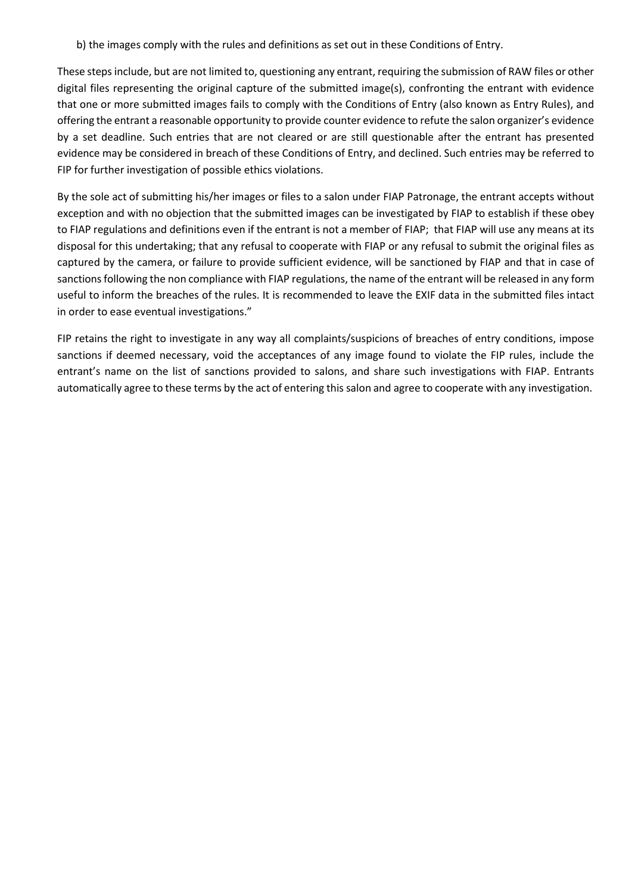b) the images comply with the rules and definitions as set out in these Conditions of Entry.

These steps include, but are not limited to, questioning any entrant, requiring the submission of RAW files or other digital files representing the original capture of the submitted image(s), confronting the entrant with evidence that one or more submitted images fails to comply with the Conditions of Entry (also known as Entry Rules), and offering the entrant a reasonable opportunity to provide counter evidence to refute the salon organizer's evidence by a set deadline. Such entries that are not cleared or are still questionable after the entrant has presented evidence may be considered in breach of these Conditions of Entry, and declined. Such entries may be referred to FIP for further investigation of possible ethics violations.

By the sole act of submitting his/her images or files to a salon under FIAP Patronage, the entrant accepts without exception and with no objection that the submitted images can be investigated by FIAP to establish if these obey to FIAP regulations and definitions even if the entrant is not a member of FIAP; that FIAP will use any means at its disposal for this undertaking; that any refusal to cooperate with FIAP or any refusal to submit the original files as captured by the camera, or failure to provide sufficient evidence, will be sanctioned by FIAP and that in case of sanctions following the non compliance with FIAP regulations, the name of the entrant will be released in any form useful to inform the breaches of the rules. It is recommended to leave the EXIF data in the submitted files intact in order to ease eventual investigations."

FIP retains the right to investigate in any way all complaints/suspicions of breaches of entry conditions, impose sanctions if deemed necessary, void the acceptances of any image found to violate the FIP rules, include the entrant's name on the list of sanctions provided to salons, and share such investigations with FIAP. Entrants automatically agree to these terms by the act of entering this salon and agree to cooperate with any investigation.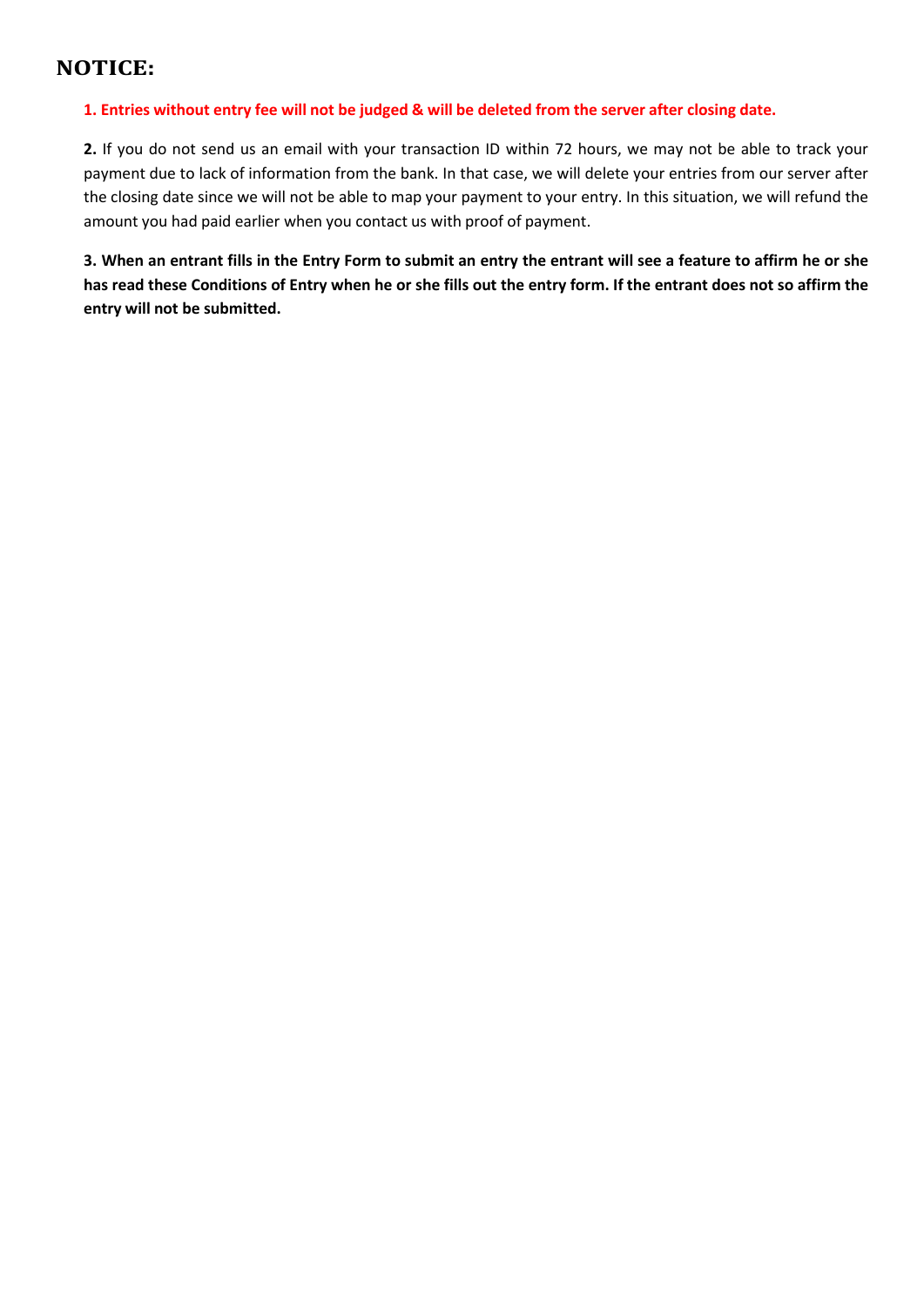## NOTICE:

**1. Entries without entry fee will not be judged & will be deleted from the server after closing date.**

**2.** If you do not send us an email with your transaction ID within 72 hours, we may not be able to track your payment due to lack of information from the bank. In that case, we will delete your entries from our server after the closing date since we will not be able to map your payment to your entry. In this situation, we will refund the amount you had paid earlier when you contact us with proof of payment.

**3. When an entrant fills in the Entry Form to submit an entry the entrant will see a feature to affirm he or she has read these Conditions of Entry when he or she fills out the entry form. If the entrant does not so affirm the entry will not be submitted.**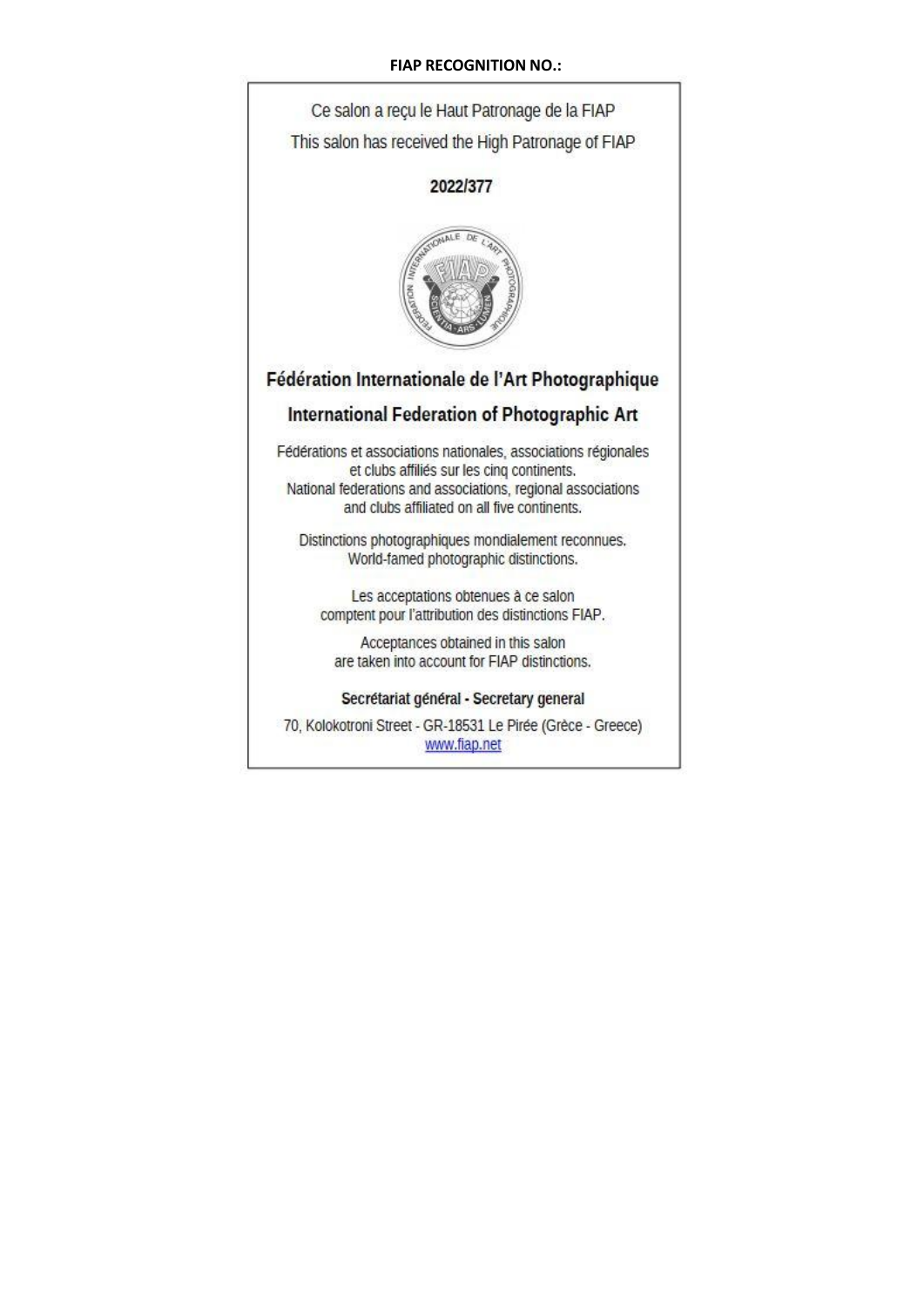**FIAP RECOGNITION NO.:**

Ce salon a reçu le Haut Patronage de la FIAP

This salon has received the High Patronage of FIAP

**2022/377**

## Fédération Internationale de l'Art Photographique

## International Federation of Photographic Art

Fédérations et associations nationales, associations régionales et clubs affiliés sur les cinq continents.
National federations and associations, regional associations and clubs affiliated on all five continents.

Distinctions photographiques mondialement reconnues.
World-famed photographic distinctions.

Les acceptations obtenues à ce salon comptent pour l'attribution des distinctions FIAP.

Acceptances obtained in this salon are taken into account for FIAP distinctions.

**Secrétariat général - Secretary general**

70, Kolokotroni Street - GR-18531 Le Pirée (Grèce - Greece)
www.fiap.net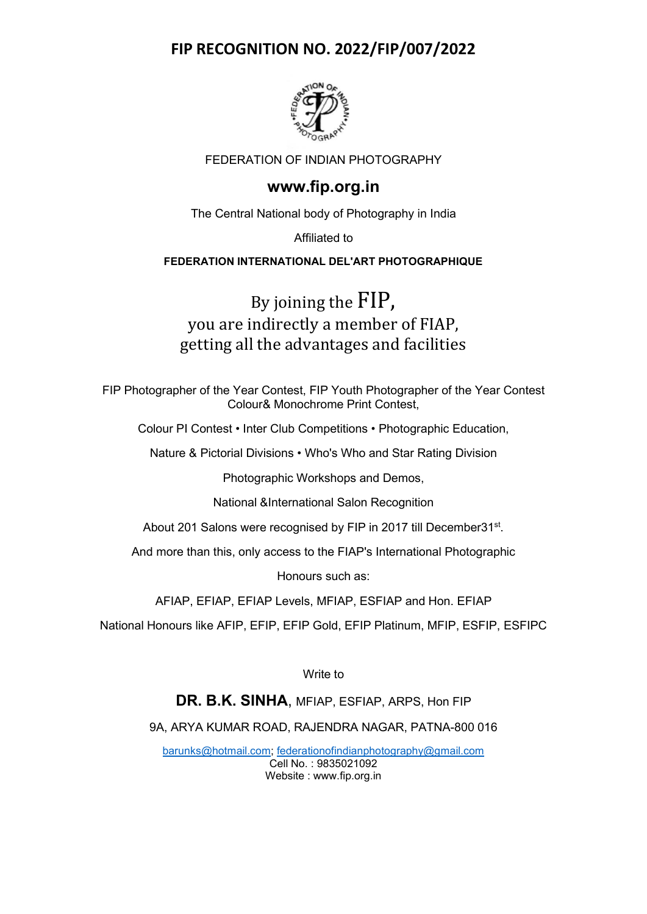# FIP RECOGNITION NO. 2022/FIP/007/2022

FEDERATION OF INDIAN PHOTOGRAPHY

## www.fip.org.in

The Central National body of Photography in India

Affiliated to

**FEDERATION INTERNATIONAL DEL'ART PHOTOGRAPHIQUE**

## By joining the FIP, you are indirectly a member of FIAP, getting all the advantages and facilities

FIP Photographer of the Year Contest, FIP Youth Photographer of the Year Contest Colour& Monochrome Print Contest,

Colour PI Contest • Inter Club Competitions • Photographic Education,

Nature & Pictorial Divisions • Who's Who and Star Rating Division

Photographic Workshops and Demos,

National &International Salon Recognition

About 201 Salons were recognised by FIP in 2017 till December31st.

And more than this, only access to the FIAP's International Photographic

Honours such as:

AFIAP, EFIAP, EFIAP Levels, MFIAP, ESFIAP and Hon. EFIAP

National Honours like AFIP, EFIP, EFIP Gold, EFIP Platinum, MFIP, ESFIP, ESFIPC

Write to

**DR. B.K. SINHA**, MFIAP, ESFIAP, ARPS, Hon FIP

9A, ARYA KUMAR ROAD, RAJENDRA NAGAR, PATNA-800 016

barunks@hotmail.com; federationofindianphotography@gmail.com
Cell No. : 9835021092
Website : www.fip.org.in